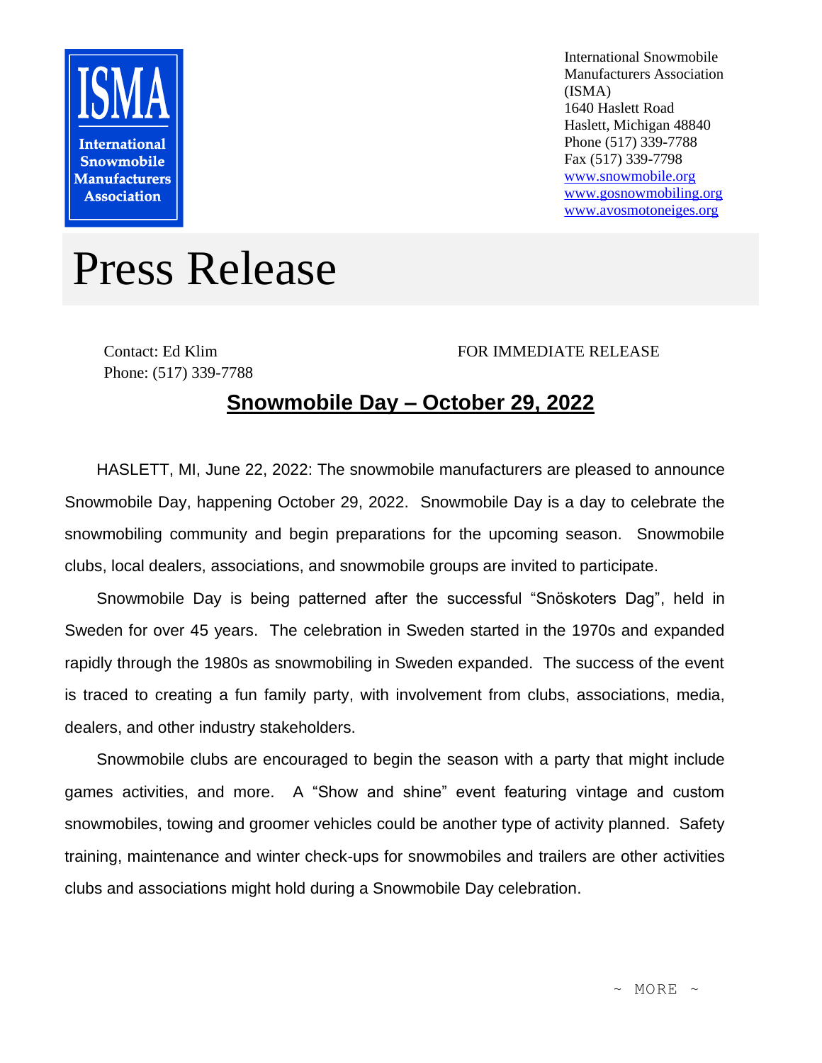ISMA

International Snowmobile Manufacturers Association

International Snowmobile Manufacturers Association (ISMA)
1640 Haslett Road
Haslett, Michigan 48840
Phone (517) 339-7788
Fax (517) 339-7798
www.snowmobile.org
www.gosnowmobiling.org
www.avosmotoneiges.org

# Press Release

Contact: Ed Klim
Phone: (517) 339-7788

FOR IMMEDIATE RELEASE

## Snowmobile Day – October 29, 2022

HASLETT, MI, June 22, 2022: The snowmobile manufacturers are pleased to announce Snowmobile Day, happening October 29, 2022. Snowmobile Day is a day to celebrate the snowmobiling community and begin preparations for the upcoming season. Snowmobile clubs, local dealers, associations, and snowmobile groups are invited to participate.

Snowmobile Day is being patterned after the successful "Snöskoters Dag", held in Sweden for over 45 years. The celebration in Sweden started in the 1970s and expanded rapidly through the 1980s as snowmobiling in Sweden expanded. The success of the event is traced to creating a fun family party, with involvement from clubs, associations, media, dealers, and other industry stakeholders.

Snowmobile clubs are encouraged to begin the season with a party that might include games activities, and more. A "Show and shine" event featuring vintage and custom snowmobiles, towing and groomer vehicles could be another type of activity planned. Safety training, maintenance and winter check-ups for snowmobiles and trailers are other activities clubs and associations might hold during a Snowmobile Day celebration.

~ MORE ~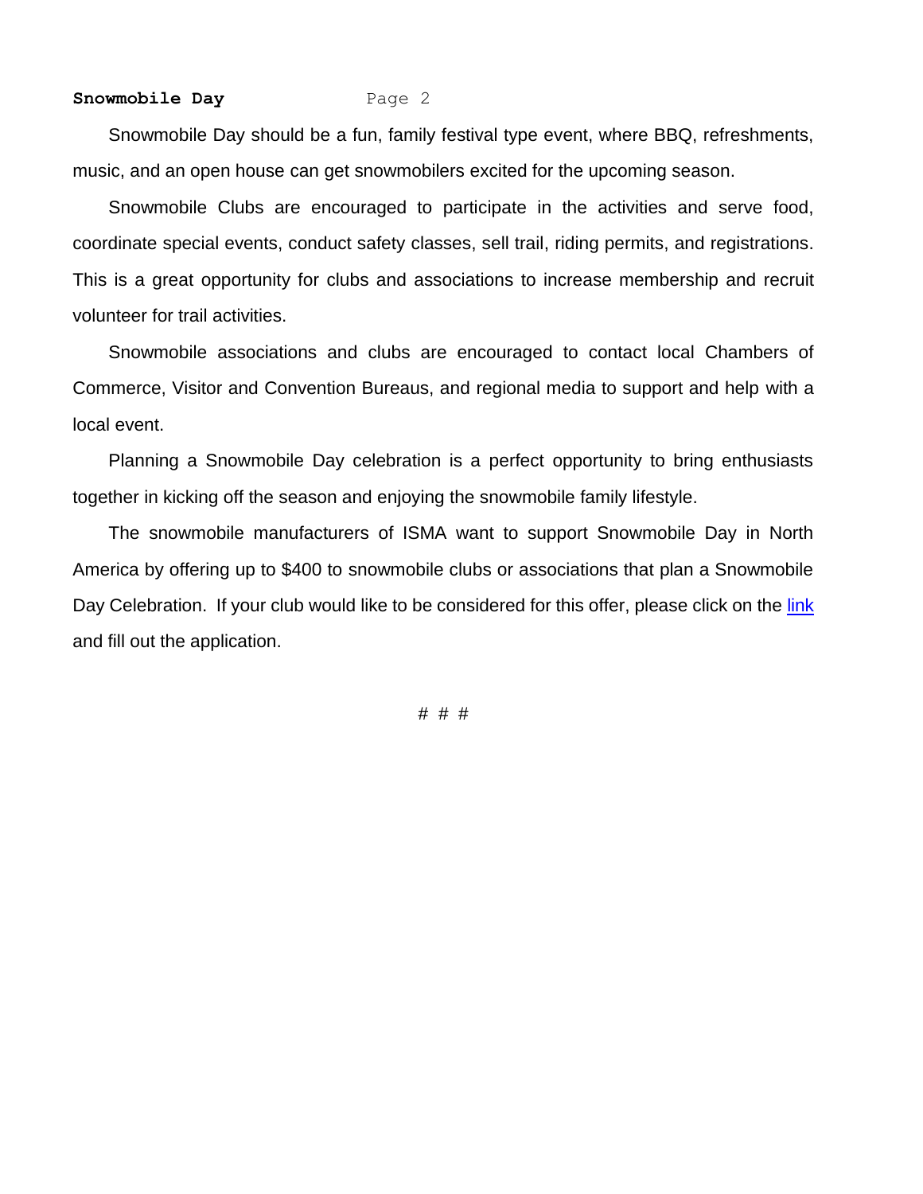Snowmobile Day should be a fun, family festival type event, where BBQ, refreshments, music, and an open house can get snowmobilers excited for the upcoming season.

Snowmobile Clubs are encouraged to participate in the activities and serve food, coordinate special events, conduct safety classes, sell trail, riding permits, and registrations. This is a great opportunity for clubs and associations to increase membership and recruit volunteer for trail activities.

Snowmobile associations and clubs are encouraged to contact local Chambers of Commerce, Visitor and Convention Bureaus, and regional media to support and help with a local event.

Planning a Snowmobile Day celebration is a perfect opportunity to bring enthusiasts together in kicking off the season and enjoying the snowmobile family lifestyle.

The snowmobile manufacturers of ISMA want to support Snowmobile Day in North America by offering up to $400 to snowmobile clubs or associations that plan a Snowmobile Day Celebration. If your club would like to be considered for this offer, please click on the link and fill out the application.

# # #